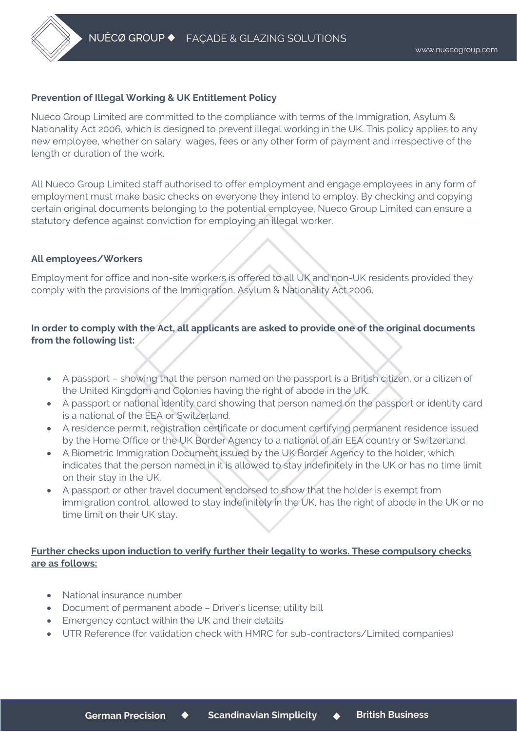## Prevention of Illegal Working & UK Entitlement Policy

Nueco Group Limited are committed to the compliance with terms of the Immigration, Asylum & Nationality Act 2006, which is designed to prevent illegal working in the UK. This policy applies to any new employee, whether on salary, wages, fees or any other form of payment and irrespective of the length or duration of the work.

All Nueco Group Limited staff authorised to offer employment and engage employees in any form of employment must make basic checks on everyone they intend to employ. By checking and copying certain original documents belonging to the potential employee, Nueco Group Limited can ensure a statutory defence against conviction for employing an illegal worker.

### All employees/Workers

Employment for office and non-site workers is offered to all UK and non-UK residents provided they comply with the provisions of the Immigration, Asylum & Nationality Act 2006.

**In order to comply with the Act, all applicants are asked to provide one of the original documents from the following list:**

- A passport – showing that the person named on the passport is a British citizen, or a citizen of the United Kingdom and Colonies having the right of abode in the UK.
- A passport or national identity card showing that person named on the passport or identity card is a national of the EEA or Switzerland.
- A residence permit, registration certificate or document certifying permanent residence issued by the Home Office or the UK Border Agency to a national of an EEA country or Switzerland.
- A Biometric Immigration Document issued by the UK Border Agency to the holder, which indicates that the person named in it is allowed to stay indefinitely in the UK or has no time limit on their stay in the UK.
- A passport or other travel document endorsed to show that the holder is exempt from immigration control, allowed to stay indefinitely in the UK, has the right of abode in the UK or no time limit on their UK stay.

<u>Further checks upon induction to verify further their legality to works. These compulsory checks are as follows:</u>

- National insurance number
- Document of permanent abode – Driver's license; utility bill
- Emergency contact within the UK and their details
- UTR Reference (for validation check with HMRC for sub-contractors/Limited companies)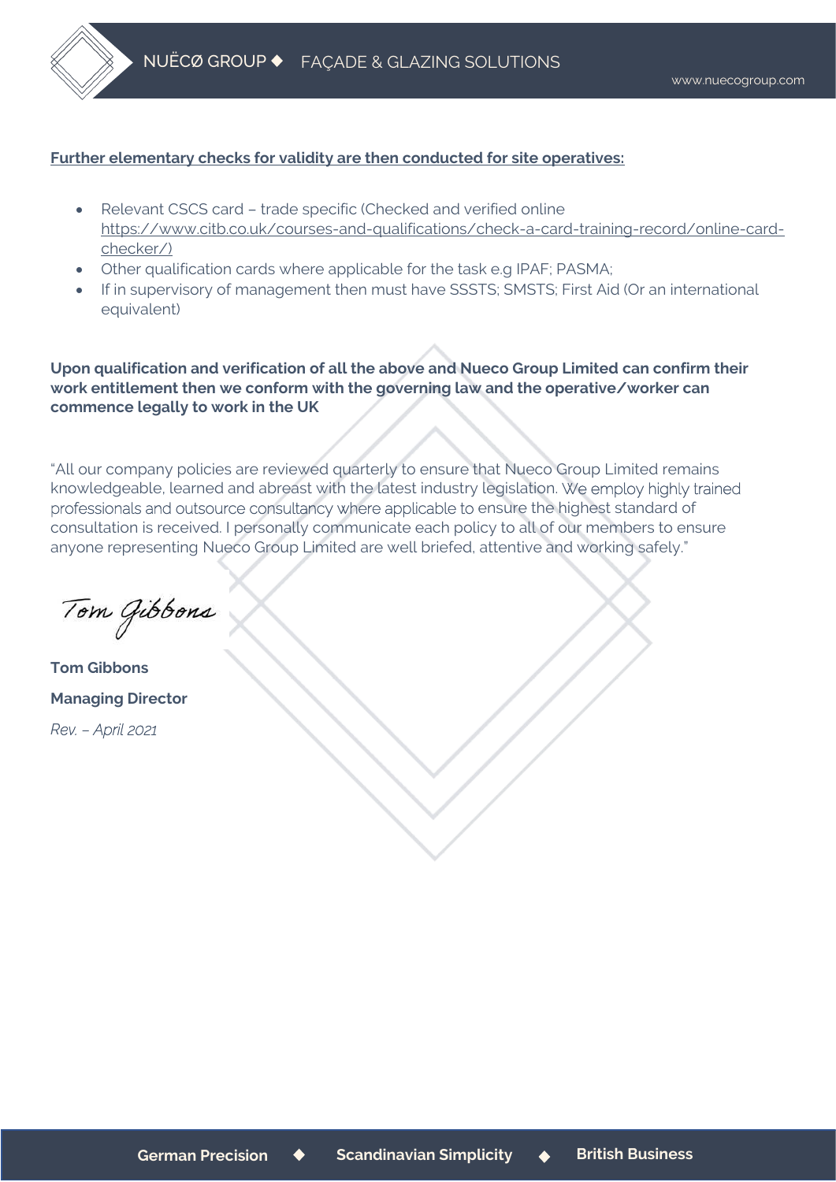**Further elementary checks for validity are then conducted for site operatives:**

- Relevant CSCS card – trade specific (Checked and verified online https://www.citb.co.uk/courses-and-qualifications/check-a-card-training-record/online-card-checker/)
- Other qualification cards where applicable for the task e.g IPAF; PASMA;
- If in supervisory of management then must have SSSTS; SMSTS; First Aid (Or an international equivalent)

**Upon qualification and verification of all the above and Nueco Group Limited can confirm their work entitlement then we conform with the governing law and the operative/worker can commence legally to work in the UK**

"All our company policies are reviewed quarterly to ensure that Nueco Group Limited remains knowledgeable, learned and abreast with the latest industry legislation. We employ highly trained professionals and outsource consultancy where applicable to ensure the highest standard of consultation is received. I personally communicate each policy to all of our members to ensure anyone representing Nueco Group Limited are well briefed, attentive and working safely."

Tom Gibbons

**Tom Gibbons**

**Managing Director**

*Rev. – April 2021*